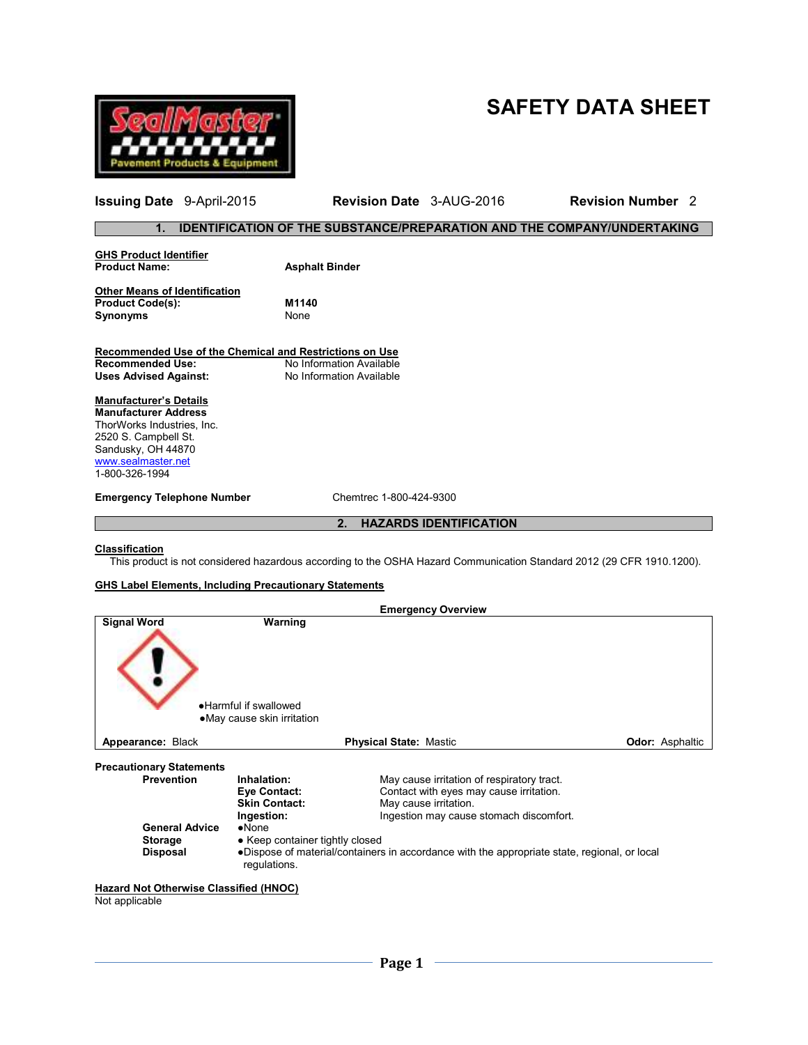# SAFETY DATA SHEET

**Issuing Date** 9-April-2015 **Revision Date** 3-AUG-2016 **Revision Number** 2

## 1. IDENTIFICATION OF THE SUBSTANCE/PREPARATION AND THE COMPANY/UNDERTAKING

**GHS Product Identifier**

**Product Name:** **Asphalt Binder**

**Other Means of Identification**

**Product Code(s):** **M1140**

**Synonyms** None

**Recommended Use of the Chemical and Restrictions on Use**

**Recommended Use:** No Information Available

**Uses Advised Against:** No Information Available

**Manufacturer's Details**

**Manufacturer Address**

ThorWorks Industries, Inc.
2520 S. Campbell St.
Sandusky, OH 44870
www.sealmaster.net
1-800-326-1994

**Emergency Telephone Number** Chemtrec 1-800-424-9300

## 2. HAZARDS IDENTIFICATION

**Classification**

This product is not considered hazardous according to the OSHA Hazard Communication Standard 2012 (29 CFR 1910.1200).

**GHS Label Elements, Including Precautionary Statements**

**Emergency Overview**

**Signal Word** **Warning**

- Harmful if swallowed
- May cause skin irritation

**Appearance:** Black **Physical State:** Mastic **Odor:** Asphaltic

**Precautionary Statements**

**Prevention**

| | |
|---|---|
| **Inhalation:** | May cause irritation of respiratory tract. |
| **Eye Contact:** | Contact with eyes may cause irritation. |
| **Skin Contact:** | May cause irritation. |
| **Ingestion:** | Ingestion may cause stomach discomfort. |

**General Advice** • None

**Storage** • Keep container tightly closed

**Disposal** • Dispose of material/containers in accordance with the appropriate state, regional, or local regulations.

**Hazard Not Otherwise Classified (HNOC)**

Not applicable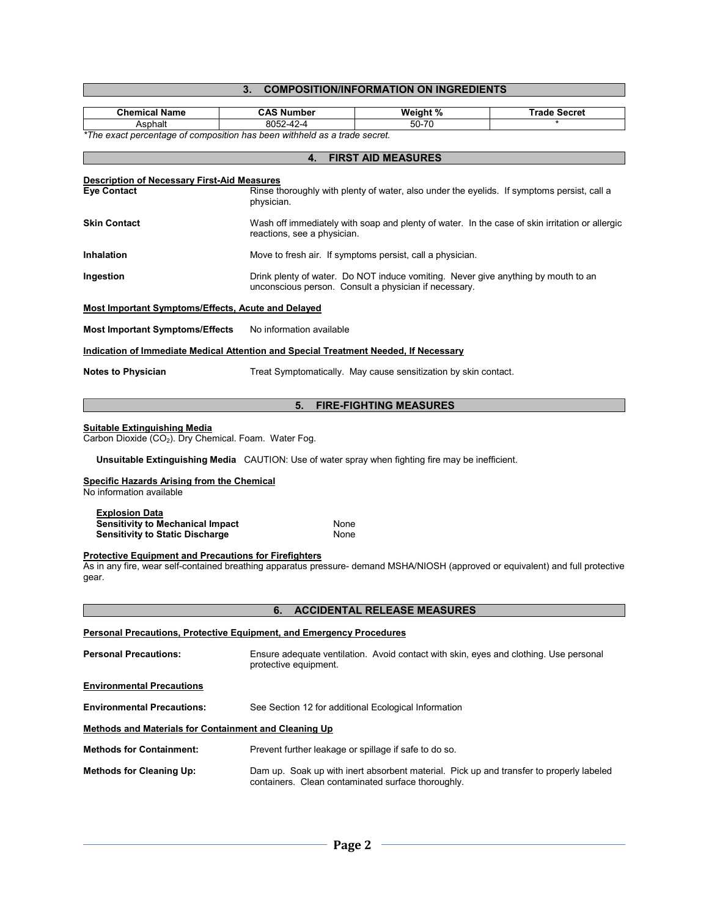## 3. COMPOSITION/INFORMATION ON INGREDIENTS

| Chemical Name | CAS Number | Weight % | Trade Secret |
|---|---|---|---|
| Asphalt | 8052-42-4 | 50-70 | * |

*\*The exact percentage of composition has been withheld as a trade secret.*

## 4. FIRST AID MEASURES

**Description of Necessary First-Aid Measures**

**Eye Contact** Rinse thoroughly with plenty of water, also under the eyelids. If symptoms persist, call a physician.

**Skin Contact** Wash off immediately with soap and plenty of water. In the case of skin irritation or allergic reactions, see a physician.

**Inhalation** Move to fresh air. If symptoms persist, call a physician.

**Ingestion** Drink plenty of water. Do NOT induce vomiting. Never give anything by mouth to an unconscious person. Consult a physician if necessary.

**Most Important Symptoms/Effects, Acute and Delayed**

**Most Important Symptoms/Effects** No information available

**Indication of Immediate Medical Attention and Special Treatment Needed, If Necessary**

**Notes to Physician** Treat Symptomatically. May cause sensitization by skin contact.

## 5. FIRE-FIGHTING MEASURES

**Suitable Extinguishing Media**

Carbon Dioxide ($CO_2$). Dry Chemical. Foam. Water Fog.

**Unsuitable Extinguishing Media** CAUTION: Use of water spray when fighting fire may be inefficient.

**Specific Hazards Arising from the Chemical**

No information available

**Explosion Data**

**Sensitivity to Mechanical Impact** None

**Sensitivity to Static Discharge** None

**Protective Equipment and Precautions for Firefighters**

As in any fire, wear self-contained breathing apparatus pressure- demand MSHA/NIOSH (approved or equivalent) and full protective gear.

## 6. ACCIDENTAL RELEASE MEASURES

**Personal Precautions, Protective Equipment, and Emergency Procedures**

**Personal Precautions:** Ensure adequate ventilation. Avoid contact with skin, eyes and clothing. Use personal protective equipment.

**Environmental Precautions**

**Environmental Precautions:** See Section 12 for additional Ecological Information

**Methods and Materials for Containment and Cleaning Up**

**Methods for Containment:** Prevent further leakage or spillage if safe to do so.

**Methods for Cleaning Up:** Dam up. Soak up with inert absorbent material. Pick up and transfer to properly labeled containers. Clean contaminated surface thoroughly.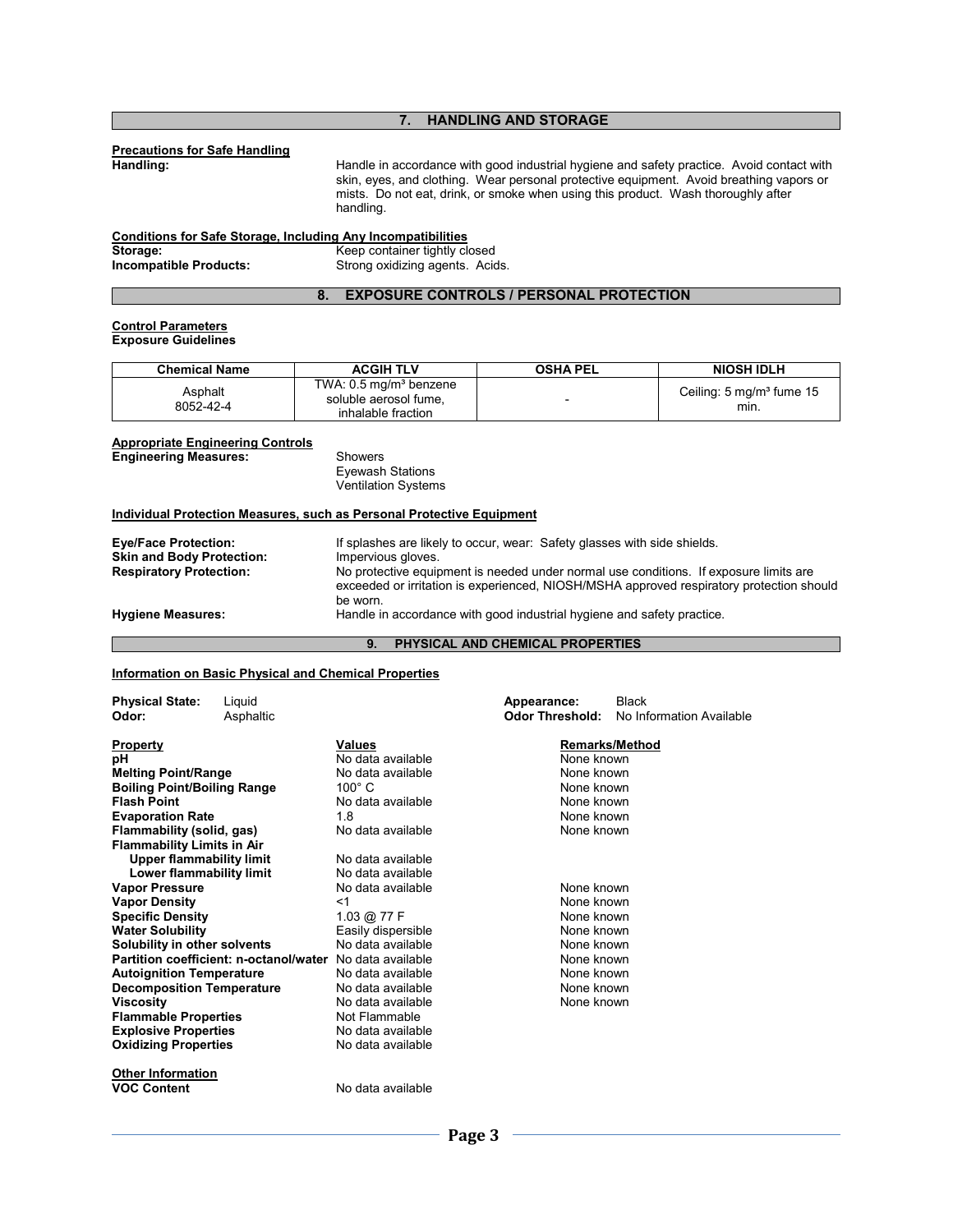## 7. HANDLING AND STORAGE

**Precautions for Safe Handling**

**Handling:** Handle in accordance with good industrial hygiene and safety practice. Avoid contact with skin, eyes, and clothing. Wear personal protective equipment. Avoid breathing vapors or mists. Do not eat, drink, or smoke when using this product. Wash thoroughly after handling.

**Conditions for Safe Storage, Including Any Incompatibilities**

**Storage:** Keep container tightly closed

**Incompatible Products:** Strong oxidizing agents. Acids.

## 8. EXPOSURE CONTROLS / PERSONAL PROTECTION

**Control Parameters**

**Exposure Guidelines**

| Chemical Name | ACGIH TLV | OSHA PEL | NIOSH IDLH |
|---|---|---|---|
| Asphalt 8052-42-4 | TWA: 0.5 mg/m³ benzene soluble aerosol fume, inhalable fraction | - | Ceiling: 5 mg/m³ fume 15 min. |

**Appropriate Engineering Controls**

**Engineering Measures:**
- Showers
- Eyewash Stations
- Ventilation Systems

**Individual Protection Measures, such as Personal Protective Equipment**

**Eye/Face Protection:** If splashes are likely to occur, wear: Safety glasses with side shields.

**Skin and Body Protection:** Impervious gloves.

**Respiratory Protection:** No protective equipment is needed under normal use conditions. If exposure limits are exceeded or irritation is experienced, NIOSH/MSHA approved respiratory protection should be worn.

**Hygiene Measures:** Handle in accordance with good industrial hygiene and safety practice.

## 9. PHYSICAL AND CHEMICAL PROPERTIES

**Information on Basic Physical and Chemical Properties**

**Physical State:** Liquid
**Odor:** Asphaltic
**Appearance:** Black
**Odor Threshold:** No Information Available

| Property | Values | Remarks/Method |
|---|---|---|
| **pH** | No data available | None known |
| **Melting Point/Range** | No data available | None known |
| **Boiling Point/Boiling Range** | 100° C | None known |
| **Flash Point** | No data available | None known |
| **Evaporation Rate** | 1.8 | None known |
| **Flammability (solid, gas)** | No data available | None known |
| **Flammability Limits in Air** | | |
| **Upper flammability limit** | No data available | |
| **Lower flammability limit** | No data available | |
| **Vapor Pressure** | No data available | None known |
| **Vapor Density** | <1 | None known |
| **Specific Density** | 1.03 @ 77 F | None known |
| **Water Solubility** | Easily dispersible | None known |
| **Solubility in other solvents** | No data available | None known |
| **Partition coefficient: n-octanol/water** | No data available | None known |
| **Autoignition Temperature** | No data available | None known |
| **Decomposition Temperature** | No data available | None known |
| **Viscosity** | No data available | None known |
| **Flammable Properties** | Not Flammable | |
| **Explosive Properties** | No data available | |
| **Oxidizing Properties** | No data available | |

**Other Information**

**VOC Content** No data available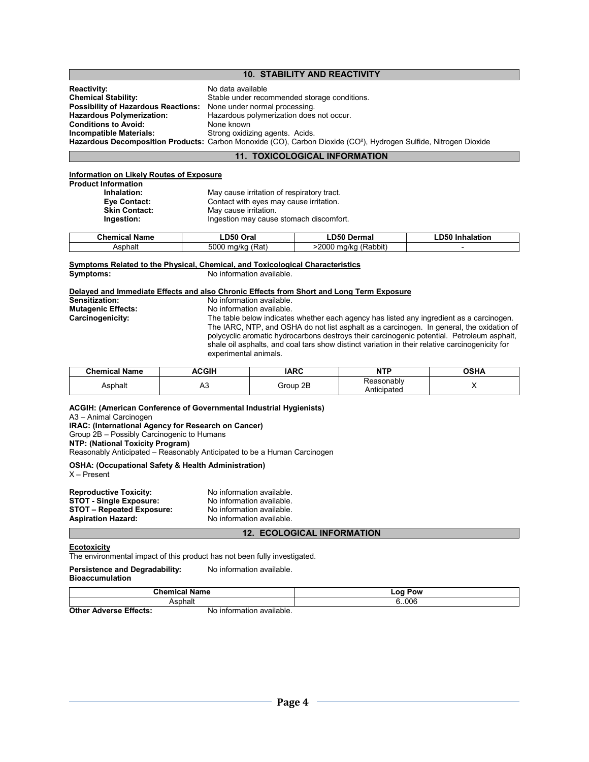## 10. STABILITY AND REACTIVITY

**Reactivity:** No data available
**Chemical Stability:** Stable under recommended storage conditions.
**Possibility of Hazardous Reactions:** None under normal processing.
**Hazardous Polymerization:** Hazardous polymerization does not occur.
**Conditions to Avoid:** None known
**Incompatible Materials:** Strong oxidizing agents. Acids.
**Hazardous Decomposition Products:** Carbon Monoxide (CO), Carbon Dioxide ($CO^2$), Hydrogen Sulfide, Nitrogen Dioxide

## 11. TOXICOLOGICAL INFORMATION

**Information on Likely Routes of Exposure**

**Product Information**

**Inhalation:** May cause irritation of respiratory tract.
**Eye Contact:** Contact with eyes may cause irritation.
**Skin Contact:** May cause irritation.
**Ingestion:** Ingestion may cause stomach discomfort.

| Chemical Name | LD50 Oral | LD50 Dermal | LD50 Inhalation |
|---|---|---|---|
| Asphalt | 5000 mg/kg (Rat) | >2000 mg/kg (Rabbit) | - |

**Symptoms Related to the Physical, Chemical, and Toxicological Characteristics**

**Symptoms:** No information available.

**Delayed and Immediate Effects and also Chronic Effects from Short and Long Term Exposure**

**Sensitization:** No information available.
**Mutagenic Effects:** No information available.
**Carcinogenicity:** The table below indicates whether each agency has listed any ingredient as a carcinogen. The IARC, NTP, and OSHA do not list asphalt as a carcinogen. In general, the oxidation of polycyclic aromatic hydrocarbons destroys their carcinogenic potential. Petroleum asphalt, shale oil asphalts, and coal tars show distinct variation in their relative carcinogenicity for experimental animals.

| Chemical Name | ACGIH | IARC | NTP | OSHA |
|---|---|---|---|---|
| Asphalt | A3 | Group 2B | Reasonably Anticipated | X |

**ACGIH: (American Conference of Governmental Industrial Hygienists)**
A3 – Animal Carcinogen
**IRAC: (International Agency for Research on Cancer)**
Group 2B – Possibly Carcinogenic to Humans
**NTP: (National Toxicity Program)**
Reasonably Anticipated – Reasonably Anticipated to be a Human Carcinogen

**OSHA: (Occupational Safety & Health Administration)**
X – Present

**Reproductive Toxicity:** No information available.
**STOT - Single Exposure:** No information available.
**STOT – Repeated Exposure:** No information available.
**Aspiration Hazard:** No information available.

## 12. ECOLOGICAL INFORMATION

**Ecotoxicity**

The environmental impact of this product has not been fully investigated.

**Persistence and Degradability:** No information available.

**Bioaccumulation**

| Chemical Name | Log Pow |
|---|---|
| Asphalt | 6..006 |

**Other Adverse Effects:** No information available.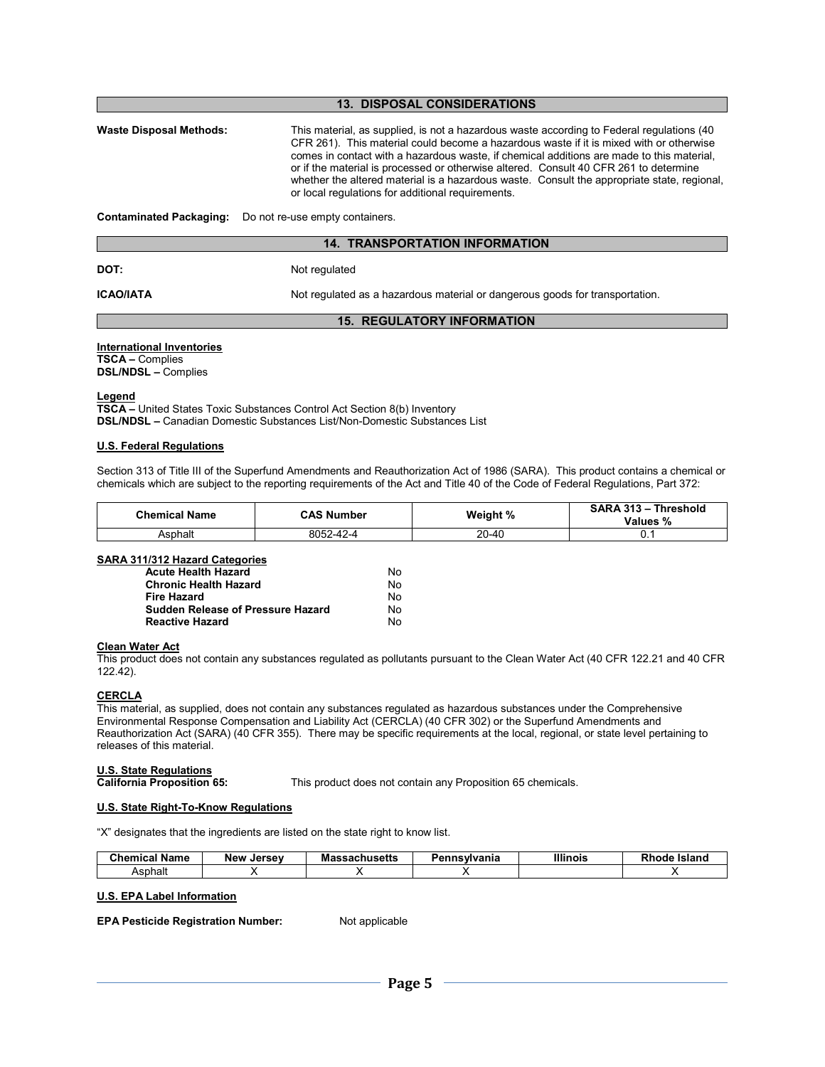## 13. DISPOSAL CONSIDERATIONS

**Waste Disposal Methods:** This material, as supplied, is not a hazardous waste according to Federal regulations (40 CFR 261). This material could become a hazardous waste if it is mixed with or otherwise comes in contact with a hazardous waste, if chemical additions are made to this material, or if the material is processed or otherwise altered. Consult 40 CFR 261 to determine whether the altered material is a hazardous waste. Consult the appropriate state, regional, or local regulations for additional requirements.

**Contaminated Packaging:** Do not re-use empty containers.

## 14. TRANSPORTATION INFORMATION

**DOT:** Not regulated

**ICAO/IATA** Not regulated as a hazardous material or dangerous goods for transportation.

## 15. REGULATORY INFORMATION

**International Inventories**
**TSCA –** Complies
**DSL/NDSL –** Complies

**Legend**
**TSCA –** United States Toxic Substances Control Act Section 8(b) Inventory
**DSL/NDSL –** Canadian Domestic Substances List/Non-Domestic Substances List

**U.S. Federal Regulations**

Section 313 of Title III of the Superfund Amendments and Reauthorization Act of 1986 (SARA). This product contains a chemical or chemicals which are subject to the reporting requirements of the Act and Title 40 of the Code of Federal Regulations, Part 372:

| Chemical Name | CAS Number | Weight % | SARA 313 – Threshold Values % |
|---|---|---|---|
| Asphalt | 8052-42-4 | 20-40 | 0.1 |

**SARA 311/312 Hazard Categories**

| | |
|---|---|
| **Acute Health Hazard** | No |
| **Chronic Health Hazard** | No |
| **Fire Hazard** | No |
| **Sudden Release of Pressure Hazard** | No |
| **Reactive Hazard** | No |

**Clean Water Act**
This product does not contain any substances regulated as pollutants pursuant to the Clean Water Act (40 CFR 122.21 and 40 CFR 122.42).

**CERCLA**
This material, as supplied, does not contain any substances regulated as hazardous substances under the Comprehensive Environmental Response Compensation and Liability Act (CERCLA) (40 CFR 302) or the Superfund Amendments and Reauthorization Act (SARA) (40 CFR 355). There may be specific requirements at the local, regional, or state level pertaining to releases of this material.

**U.S. State Regulations**
**California Proposition 65:** This product does not contain any Proposition 65 chemicals.

**U.S. State Right-To-Know Regulations**

"X" designates that the ingredients are listed on the state right to know list.

| Chemical Name | New Jersey | Massachusetts | Pennsylvania | Illinois | Rhode Island |
|---|---|---|---|---|---|
| Asphalt | X | X | X | | X |

**U.S. EPA Label Information**

**EPA Pesticide Registration Number:** Not applicable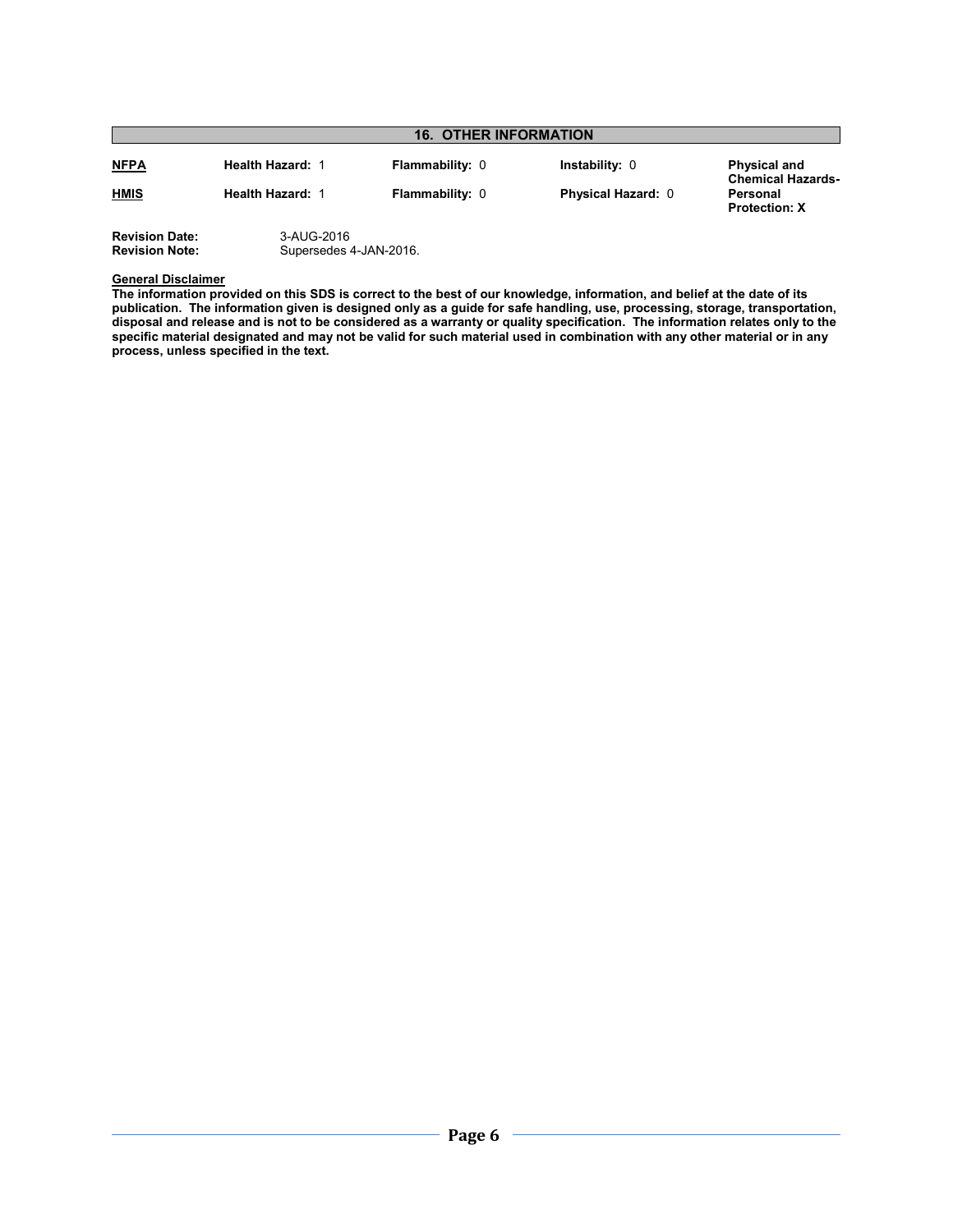## 16. OTHER INFORMATION

| | | | | |
|---|---|---|---|---|
| **NFPA** | **Health Hazard:** 1 | **Flammability:** 0 | **Instability:** 0 | **Physical and Chemical Hazards-** |
| **HMIS** | **Health Hazard:** 1 | **Flammability:** 0 | **Physical Hazard:** 0 | **Personal Protection: X** |

**Revision Date:** 3-AUG-2016
**Revision Note:** Supersedes 4-JAN-2016.

**General Disclaimer**

**The information provided on this SDS is correct to the best of our knowledge, information, and belief at the date of its publication. The information given is designed only as a guide for safe handling, use, processing, storage, transportation, disposal and release and is not to be considered as a warranty or quality specification. The information relates only to the specific material designated and may not be valid for such material used in combination with any other material or in any process, unless specified in the text.**